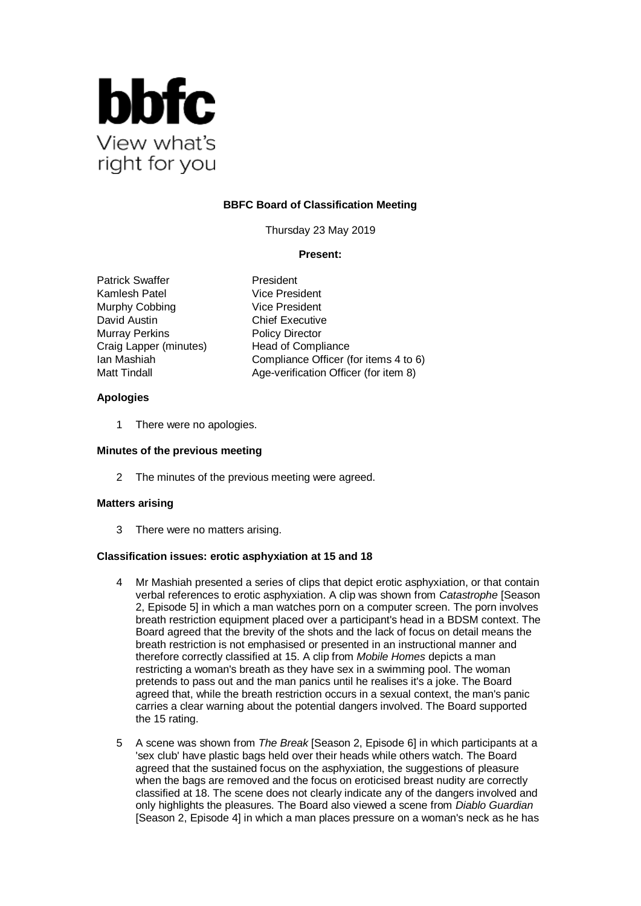**bbfc**
View what's right for you

**BBFC Board of Classification Meeting**

Thursday 23 May 2019

**Present:**

| | |
|---|---|
| Patrick Swaffer | President |
| Kamlesh Patel | Vice President |
| Murphy Cobbing | Vice President |
| David Austin | Chief Executive |
| Murray Perkins | Policy Director |
| Craig Lapper (minutes) | Head of Compliance |
| Ian Mashiah | Compliance Officer (for items 4 to 6) |
| Matt Tindall | Age-verification Officer (for item 8) |

**Apologies**

1 There were no apologies.

**Minutes of the previous meeting**

2 The minutes of the previous meeting were agreed.

**Matters arising**

3 There were no matters arising.

**Classification issues: erotic asphyxiation at 15 and 18**

4 Mr Mashiah presented a series of clips that depict erotic asphyxiation, or that contain verbal references to erotic asphyxiation. A clip was shown from *Catastrophe* [Season 2, Episode 5] in which a man watches porn on a computer screen. The porn involves breath restriction equipment placed over a participant's head in a BDSM context. The Board agreed that the brevity of the shots and the lack of focus on detail means the breath restriction is not emphasised or presented in an instructional manner and therefore correctly classified at 15. A clip from *Mobile Homes* depicts a man restricting a woman's breath as they have sex in a swimming pool. The woman pretends to pass out and the man panics until he realises it's a joke. The Board agreed that, while the breath restriction occurs in a sexual context, the man's panic carries a clear warning about the potential dangers involved. The Board supported the 15 rating.

5 A scene was shown from *The Break* [Season 2, Episode 6] in which participants at a 'sex club' have plastic bags held over their heads while others watch. The Board agreed that the sustained focus on the asphyxiation, the suggestions of pleasure when the bags are removed and the focus on eroticised breast nudity are correctly classified at 18. The scene does not clearly indicate any of the dangers involved and only highlights the pleasures. The Board also viewed a scene from *Diablo Guardian* [Season 2, Episode 4] in which a man places pressure on a woman's neck as he has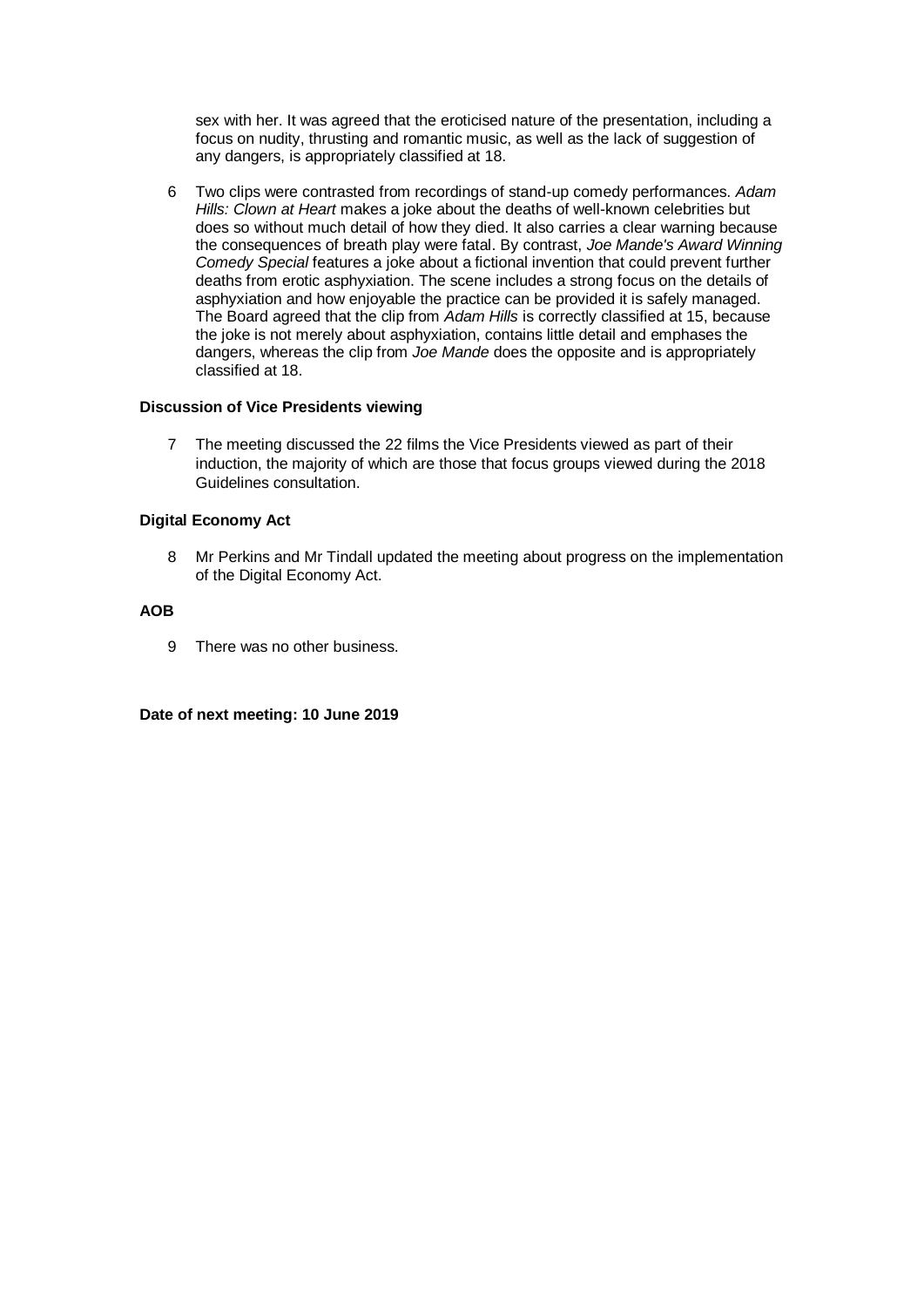sex with her. It was agreed that the eroticised nature of the presentation, including a focus on nudity, thrusting and romantic music, as well as the lack of suggestion of any dangers, is appropriately classified at 18.

6 Two clips were contrasted from recordings of stand-up comedy performances. *Adam Hills: Clown at Heart* makes a joke about the deaths of well-known celebrities but does so without much detail of how they died. It also carries a clear warning because the consequences of breath play were fatal. By contrast, *Joe Mande's Award Winning Comedy Special* features a joke about a fictional invention that could prevent further deaths from erotic asphyxiation. The scene includes a strong focus on the details of asphyxiation and how enjoyable the practice can be provided it is safely managed. The Board agreed that the clip from *Adam Hills* is correctly classified at 15, because the joke is not merely about asphyxiation, contains little detail and emphases the dangers, whereas the clip from *Joe Mande* does the opposite and is appropriately classified at 18.

**Discussion of Vice Presidents viewing**

7 The meeting discussed the 22 films the Vice Presidents viewed as part of their induction, the majority of which are those that focus groups viewed during the 2018 Guidelines consultation.

**Digital Economy Act**

8 Mr Perkins and Mr Tindall updated the meeting about progress on the implementation of the Digital Economy Act.

**AOB**

9 There was no other business.

**Date of next meeting: 10 June 2019**